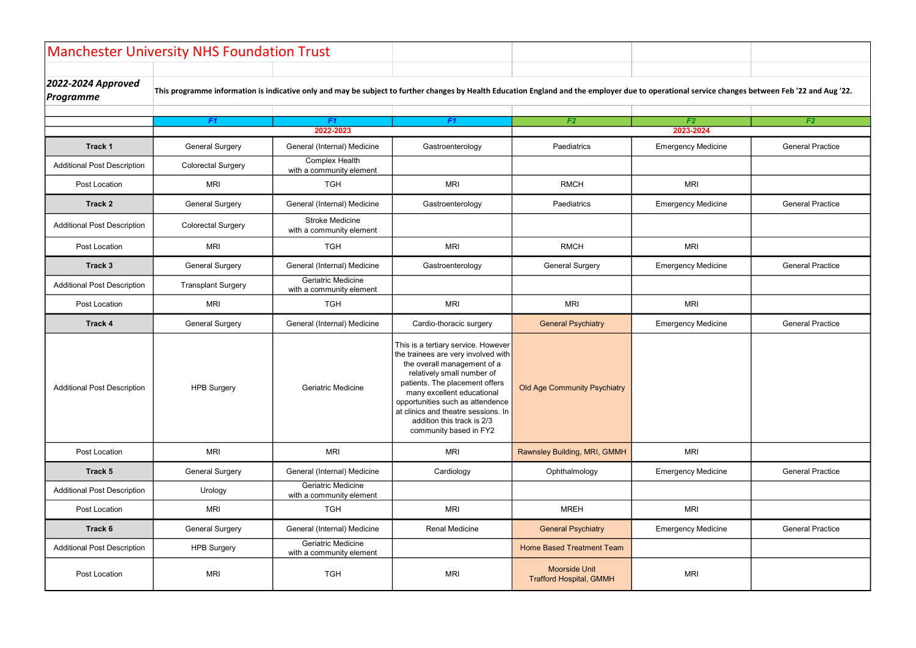# Manchester University NHS Foundation Trust

***2022-2024 Approved Programme***

**This programme information is indicative only and may be subject to further changes by Health Education England and the employer due to operational service changes between Feb '22 and Aug '22.**

| | F1 | F1 | F1 | F2 | F2 | F2 |
|---|---|---|---|---|---|---|
| | 2022-2023 | | | 2023-2024 | | |
| **Track 1** | General Surgery | General (Internal) Medicine | Gastroenterology | Paediatrics | Emergency Medicine | General Practice |
| Additional Post Description | Colorectal Surgery | Complex Health with a community element | | | | |
| Post Location | MRI | TGH | MRI | RMCH | MRI | |
| **Track 2** | General Surgery | General (Internal) Medicine | Gastroenterology | Paediatrics | Emergency Medicine | General Practice |
| Additional Post Description | Colorectal Surgery | Stroke Medicine with a community element | | | | |
| Post Location | MRI | TGH | MRI | RMCH | MRI | |
| **Track 3** | General Surgery | General (Internal) Medicine | Gastroenterology | General Surgery | Emergency Medicine | General Practice |
| Additional Post Description | Transplant Surgery | Geriatric Medicine with a community element | | | | |
| Post Location | MRI | TGH | MRI | MRI | MRI | |
| **Track 4** | General Surgery | General (Internal) Medicine | Cardio-thoracic surgery | General Psychiatry | Emergency Medicine | General Practice |
| Additional Post Description | HPB Surgery | Geriatric Medicine | This is a tertiary service. However the trainees are very involved with the overall management of a relatively small number of patients. The placement offers many excellent educational opportunities such as attendence at clinics and theatre sessions. In addition this track is 2/3 community based in FY2 | Old Age Community Psychiatry | | |
| Post Location | MRI | MRI | MRI | Rawnsley Building, MRI, GMMH | MRI | |
| **Track 5** | General Surgery | General (Internal) Medicine | Cardiology | Ophthalmology | Emergency Medicine | General Practice |
| Additional Post Description | Urology | Geriatric Medicine with a community element | | | | |
| Post Location | MRI | TGH | MRI | MREH | MRI | |
| **Track 6** | General Surgery | General (Internal) Medicine | Renal Medicine | General Psychiatry | Emergency Medicine | General Practice |
| Additional Post Description | HPB Surgery | Geriatric Medicine with a community element | | Home Based Treatment Team | | |
| Post Location | MRI | TGH | MRI | Moorside Unit Trafford Hospital, GMMH | MRI | |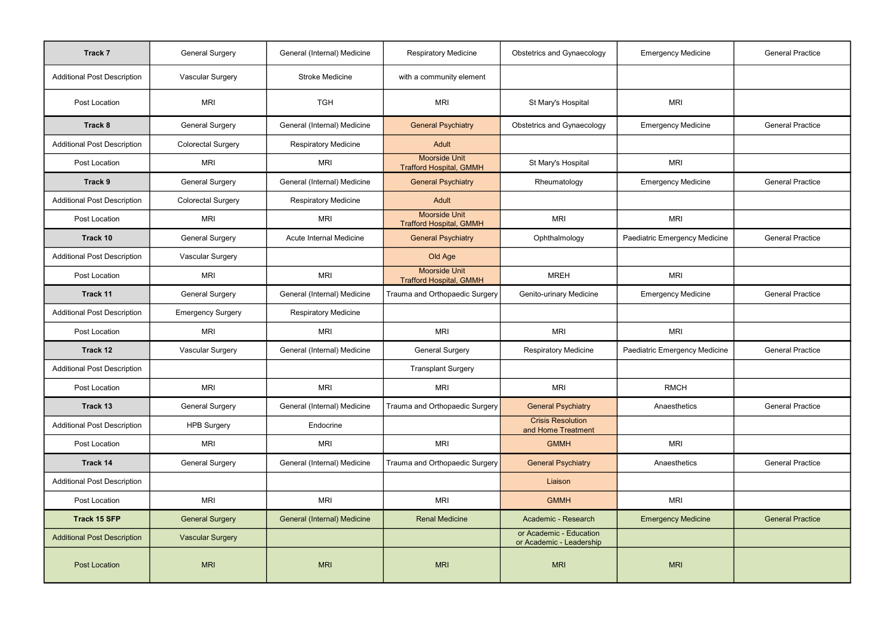| Track 7 | General Surgery | General (Internal) Medicine | Respiratory Medicine | Obstetrics and Gynaecology | Emergency Medicine | General Practice |
|---|---|---|---|---|---|---|
| Additional Post Description | Vascular Surgery | Stroke Medicine | with a community element | | | |
| Post Location | MRI | TGH | MRI | St Mary's Hospital | MRI | |
| **Track 8** | General Surgery | General (Internal) Medicine | General Psychiatry | Obstetrics and Gynaecology | Emergency Medicine | General Practice |
| Additional Post Description | Colorectal Surgery | Respiratory Medicine | Adult | | | |
| Post Location | MRI | MRI | Moorside Unit Trafford Hospital, GMMH | St Mary's Hospital | MRI | |
| **Track 9** | General Surgery | General (Internal) Medicine | General Psychiatry | Rheumatology | Emergency Medicine | General Practice |
| Additional Post Description | Colorectal Surgery | Respiratory Medicine | Adult | | | |
| Post Location | MRI | MRI | Moorside Unit Trafford Hospital, GMMH | MRI | MRI | |
| **Track 10** | General Surgery | Acute Internal Medicine | General Psychiatry | Ophthalmology | Paediatric Emergency Medicine | General Practice |
| Additional Post Description | Vascular Surgery | | Old Age | | | |
| Post Location | MRI | MRI | Moorside Unit Trafford Hospital, GMMH | MREH | MRI | |
| **Track 11** | General Surgery | General (Internal) Medicine | Trauma and Orthopaedic Surgery | Genito-urinary Medicine | Emergency Medicine | General Practice |
| Additional Post Description | Emergency Surgery | Respiratory Medicine | | | | |
| Post Location | MRI | MRI | MRI | MRI | MRI | |
| **Track 12** | Vascular Surgery | General (Internal) Medicine | General Surgery | Respiratory Medicine | Paediatric Emergency Medicine | General Practice |
| Additional Post Description | | | Transplant Surgery | | | |
| Post Location | MRI | MRI | MRI | MRI | RMCH | |
| **Track 13** | General Surgery | General (Internal) Medicine | Trauma and Orthopaedic Surgery | General Psychiatry | Anaesthetics | General Practice |
| Additional Post Description | HPB Surgery | Endocrine | | Crisis Resolution and Home Treatment | | |
| Post Location | MRI | MRI | MRI | GMMH | MRI | |
| **Track 14** | General Surgery | General (Internal) Medicine | Trauma and Orthopaedic Surgery | General Psychiatry | Anaesthetics | General Practice |
| Additional Post Description | | | | Liaison | | |
| Post Location | MRI | MRI | MRI | GMMH | MRI | |
| **Track 15 SFP** | General Surgery | General (Internal) Medicine | Renal Medicine | Academic - Research | Emergency Medicine | General Practice |
| Additional Post Description | Vascular Surgery | | | or Academic - Education or Academic - Leadership | | |
| Post Location | MRI | MRI | MRI | MRI | MRI | |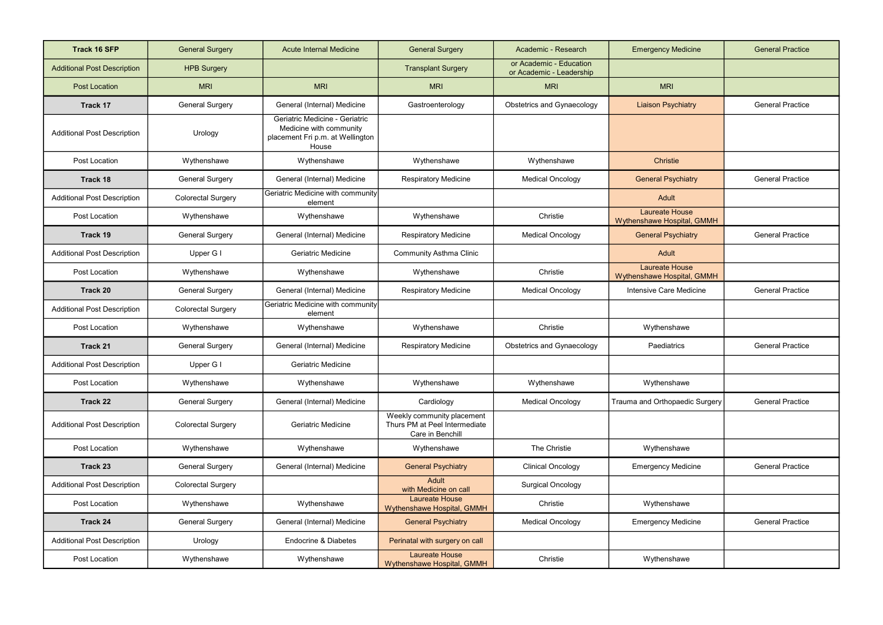| Track 16 SFP | General Surgery | Acute Internal Medicine | General Surgery | Academic - Research | Emergency Medicine | General Practice |
|---|---|---|---|---|---|---|
| Additional Post Description | HPB Surgery | | Transplant Surgery | or Academic - Education or Academic - Leadership | | |
| Post Location | MRI | MRI | MRI | MRI | MRI | |
| **Track 17** | General Surgery | General (Internal) Medicine | Gastroenterology | Obstetrics and Gynaecology | Liaison Psychiatry | General Practice |
| Additional Post Description | Urology | Geriatric Medicine - Geriatric Medicine with community placement Fri p.m. at Wellington House | | | | |
| Post Location | Wythenshawe | Wythenshawe | Wythenshawe | Wythenshawe | Christie | |
| **Track 18** | General Surgery | General (Internal) Medicine | Respiratory Medicine | Medical Oncology | General Psychiatry | General Practice |
| Additional Post Description | Colorectal Surgery | Geriatric Medicine with community element | | | Adult | |
| Post Location | Wythenshawe | Wythenshawe | Wythenshawe | Christie | Laureate House Wythenshawe Hospital, GMMH | |
| **Track 19** | General Surgery | General (Internal) Medicine | Respiratory Medicine | Medical Oncology | General Psychiatry | General Practice |
| Additional Post Description | Upper G I | Geriatric Medicine | Community Asthma Clinic | | Adult | |
| Post Location | Wythenshawe | Wythenshawe | Wythenshawe | Christie | Laureate House Wythenshawe Hospital, GMMH | |
| **Track 20** | General Surgery | General (Internal) Medicine | Respiratory Medicine | Medical Oncology | Intensive Care Medicine | General Practice |
| Additional Post Description | Colorectal Surgery | Geriatric Medicine with community element | | | | |
| Post Location | Wythenshawe | Wythenshawe | Wythenshawe | Christie | Wythenshawe | |
| **Track 21** | General Surgery | General (Internal) Medicine | Respiratory Medicine | Obstetrics and Gynaecology | Paediatrics | General Practice |
| Additional Post Description | Upper G I | Geriatric Medicine | | | | |
| Post Location | Wythenshawe | Wythenshawe | Wythenshawe | Wythenshawe | Wythenshawe | |
| **Track 22** | General Surgery | General (Internal) Medicine | Cardiology | Medical Oncology | Trauma and Orthopaedic Surgery | General Practice |
| Additional Post Description | Colorectal Surgery | Geriatric Medicine | Weekly community placement Thurs PM at Peel Intermediate Care in Benchill | | | |
| Post Location | Wythenshawe | Wythenshawe | Wythenshawe | The Christie | Wythenshawe | |
| **Track 23** | General Surgery | General (Internal) Medicine | General Psychiatry | Clinical Oncology | Emergency Medicine | General Practice |
| Additional Post Description | Colorectal Surgery | | Adult with Medicine on call | Surgical Oncology | | |
| Post Location | Wythenshawe | Wythenshawe | Laureate House Wythenshawe Hospital, GMMH | Christie | Wythenshawe | |
| **Track 24** | General Surgery | General (Internal) Medicine | General Psychiatry | Medical Oncology | Emergency Medicine | General Practice |
| Additional Post Description | Urology | Endocrine & Diabetes | Perinatal with surgery on call | | | |
| Post Location | Wythenshawe | Wythenshawe | Laureate House Wythenshawe Hospital, GMMH | Christie | Wythenshawe | |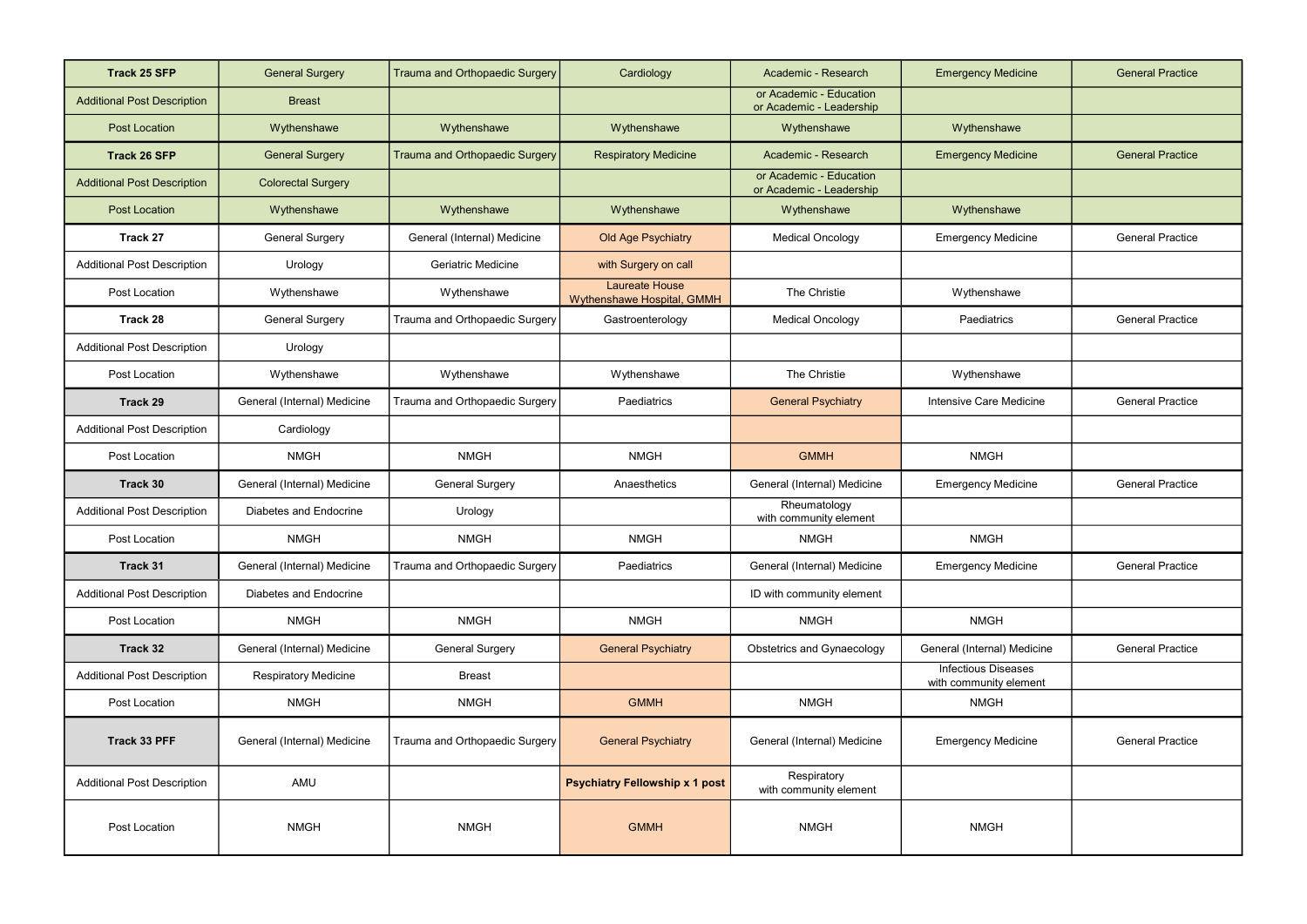| Track 25 SFP | General Surgery | Trauma and Orthopaedic Surgery | Cardiology | Academic - Research | Emergency Medicine | General Practice |
|---|---|---|---|---|---|---|
| Additional Post Description | Breast | | | or Academic - Education or Academic - Leadership | | |
| Post Location | Wythenshawe | Wythenshawe | Wythenshawe | Wythenshawe | Wythenshawe | |
| **Track 26 SFP** | General Surgery | Trauma and Orthopaedic Surgery | Respiratory Medicine | Academic - Research | Emergency Medicine | General Practice |
| Additional Post Description | Colorectal Surgery | | | or Academic - Education or Academic - Leadership | | |
| Post Location | Wythenshawe | Wythenshawe | Wythenshawe | Wythenshawe | Wythenshawe | |
| **Track 27** | General Surgery | General (Internal) Medicine | Old Age Psychiatry | Medical Oncology | Emergency Medicine | General Practice |
| Additional Post Description | Urology | Geriatric Medicine | with Surgery on call | | | |
| Post Location | Wythenshawe | Wythenshawe | Laureate House Wythenshawe Hospital, GMMH | The Christie | Wythenshawe | |
| **Track 28** | General Surgery | Trauma and Orthopaedic Surgery | Gastroenterology | Medical Oncology | Paediatrics | General Practice |
| Additional Post Description | Urology | | | | | |
| Post Location | Wythenshawe | Wythenshawe | Wythenshawe | The Christie | Wythenshawe | |
| **Track 29** | General (Internal) Medicine | Trauma and Orthopaedic Surgery | Paediatrics | General Psychiatry | Intensive Care Medicine | General Practice |
| Additional Post Description | Cardiology | | | | | |
| Post Location | NMGH | NMGH | NMGH | GMMH | NMGH | |
| **Track 30** | General (Internal) Medicine | General Surgery | Anaesthetics | General (Internal) Medicine | Emergency Medicine | General Practice |
| Additional Post Description | Diabetes and Endocrine | Urology | | Rheumatology with community element | | |
| Post Location | NMGH | NMGH | NMGH | NMGH | NMGH | |
| **Track 31** | General (Internal) Medicine | Trauma and Orthopaedic Surgery | Paediatrics | General (Internal) Medicine | Emergency Medicine | General Practice |
| Additional Post Description | Diabetes and Endocrine | | | ID with community element | | |
| Post Location | NMGH | NMGH | NMGH | NMGH | NMGH | |
| **Track 32** | General (Internal) Medicine | General Surgery | General Psychiatry | Obstetrics and Gynaecology | General (Internal) Medicine | General Practice |
| Additional Post Description | Respiratory Medicine | Breast | | | Infectious Diseases with community element | |
| Post Location | NMGH | NMGH | GMMH | NMGH | NMGH | |
| **Track 33 PFF** | General (Internal) Medicine | Trauma and Orthopaedic Surgery | General Psychiatry | General (Internal) Medicine | Emergency Medicine | General Practice |
| Additional Post Description | AMU | | **Psychiatry Fellowship x 1 post** | Respiratory with community element | | |
| Post Location | NMGH | NMGH | GMMH | NMGH | NMGH | |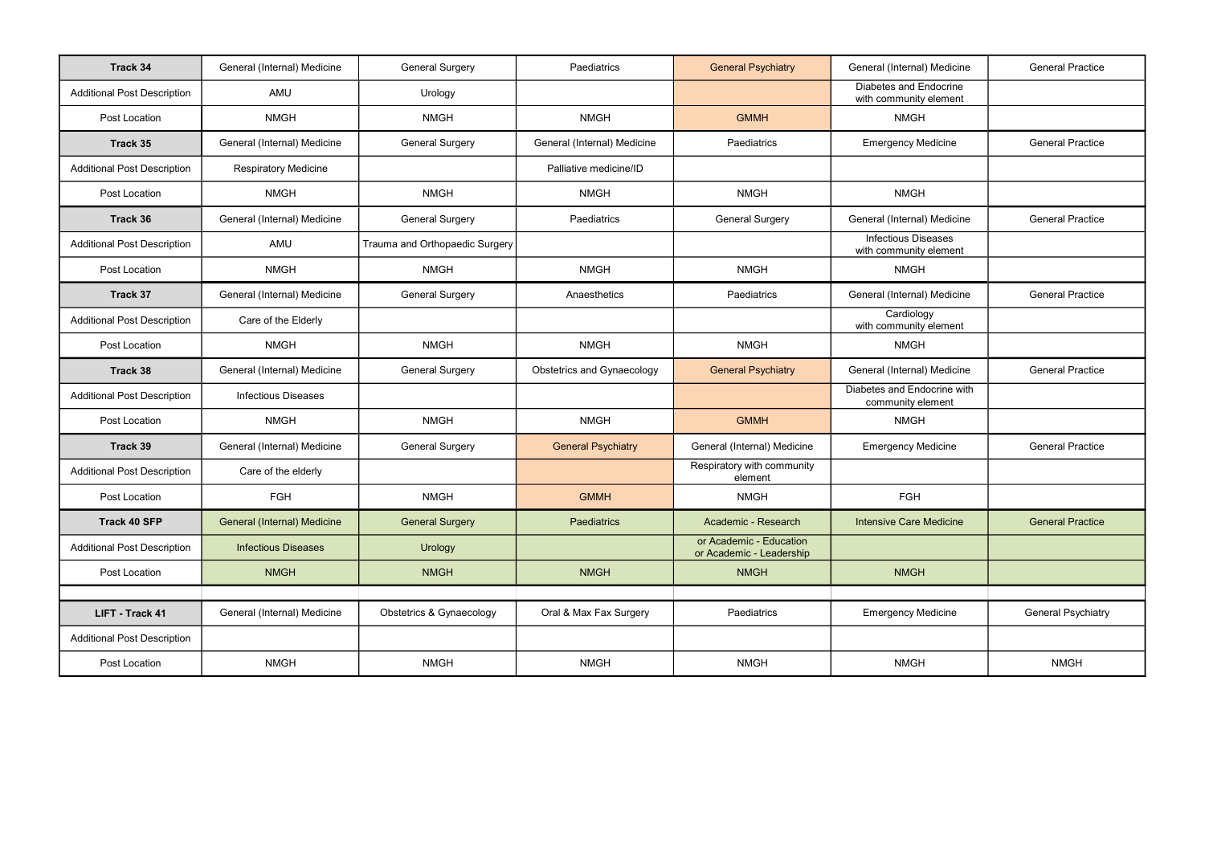| | | | | | | |
|---|---|---|---|---|---|---|
| **Track 34** | General (Internal) Medicine | General Surgery | Paediatrics | General Psychiatry | General (Internal) Medicine | General Practice |
| Additional Post Description | AMU | Urology | | | Diabetes and Endocrine with community element | |
| Post Location | NMGH | NMGH | NMGH | GMMH | NMGH | |
| **Track 35** | General (Internal) Medicine | General Surgery | General (Internal) Medicine | Paediatrics | Emergency Medicine | General Practice |
| Additional Post Description | Respiratory Medicine | | Palliative medicine/ID | | | |
| Post Location | NMGH | NMGH | NMGH | NMGH | NMGH | |
| **Track 36** | General (Internal) Medicine | General Surgery | Paediatrics | General Surgery | General (Internal) Medicine | General Practice |
| Additional Post Description | AMU | Trauma and Orthopaedic Surgery | | | Infectious Diseases with community element | |
| Post Location | NMGH | NMGH | NMGH | NMGH | NMGH | |
| **Track 37** | General (Internal) Medicine | General Surgery | Anaesthetics | Paediatrics | General (Internal) Medicine | General Practice |
| Additional Post Description | Care of the Elderly | | | | Cardiology with community element | |
| Post Location | NMGH | NMGH | NMGH | NMGH | NMGH | |
| **Track 38** | General (Internal) Medicine | General Surgery | Obstetrics and Gynaecology | General Psychiatry | General (Internal) Medicine | General Practice |
| Additional Post Description | Infectious Diseases | | | | Diabetes and Endocrine with community element | |
| Post Location | NMGH | NMGH | NMGH | GMMH | NMGH | |
| **Track 39** | General (Internal) Medicine | General Surgery | General Psychiatry | General (Internal) Medicine | Emergency Medicine | General Practice |
| Additional Post Description | Care of the elderly | | | Respiratory with community element | | |
| Post Location | FGH | NMGH | GMMH | NMGH | FGH | |
| **Track 40 SFP** | General (Internal) Medicine | General Surgery | Paediatrics | Academic - Research | Intensive Care Medicine | General Practice |
| Additional Post Description | Infectious Diseases | Urology | | or Academic - Education or Academic - Leadership | | |
| Post Location | NMGH | NMGH | NMGH | NMGH | NMGH | |
| | | | | | | |
| **LIFT - Track 41** | General (Internal) Medicine | Obstetrics & Gynaecology | Oral & Max Fax Surgery | Paediatrics | Emergency Medicine | General Psychiatry |
| Additional Post Description | | | | | | |
| Post Location | NMGH | NMGH | NMGH | NMGH | NMGH | NMGH |